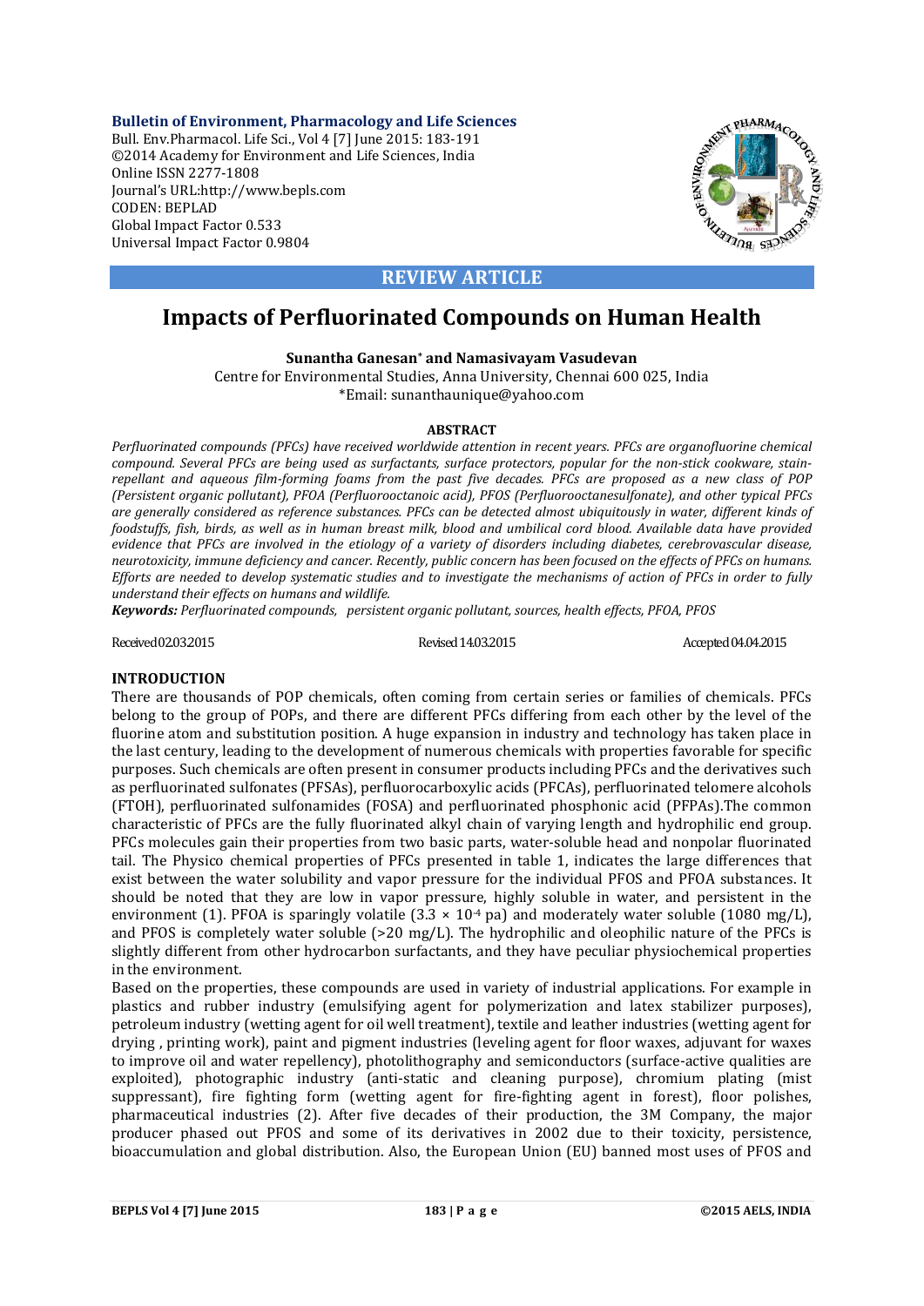**Bulletin of Environment, Pharmacology and Life Sciences**
Bull. Env.Pharmacol. Life Sci., Vol 4 [7] June 2015: 183-191
©2014 Academy for Environment and Life Sciences, India
Online ISSN 2277-1808
Journal's URL:http://www.bepls.com
CODEN: BEPLAD
Global Impact Factor 0.533
Universal Impact Factor 0.9804

**REVIEW ARTICLE**

# Impacts of Perfluorinated Compounds on Human Health

**Sunantha Ganesan* and Namasivayam Vasudevan**

Centre for Environmental Studies, Anna University, Chennai 600 025, India
*Email: sunanthaunique@yahoo.com

**ABSTRACT**

*Perfluorinated compounds (PFCs) have received worldwide attention in recent years. PFCs are organofluorine chemical compound. Several PFCs are being used as surfactants, surface protectors, popular for the non-stick cookware, stain-repellant and aqueous film-forming foams from the past five decades. PFCs are proposed as a new class of POP (Persistent organic pollutant), PFOA (Perfluorooctanoic acid), PFOS (Perfluorooctanesulfonate), and other typical PFCs are generally considered as reference substances. PFCs can be detected almost ubiquitously in water, different kinds of foodstuffs, fish, birds, as well as in human breast milk, blood and umbilical cord blood. Available data have provided evidence that PFCs are involved in the etiology of a variety of disorders including diabetes, cerebrovascular disease, neurotoxicity, immune deficiency and cancer. Recently, public concern has been focused on the effects of PFCs on humans. Efforts are needed to develop systematic studies and to investigate the mechanisms of action of PFCs in order to fully understand their effects on humans and wildlife.*

***Keywords:*** *Perfluorinated compounds, persistent organic pollutant, sources, health effects, PFOA, PFOS*

Received 02.03.2015 Revised 14.03.2015 Accepted 04.04.2015

## INTRODUCTION

There are thousands of POP chemicals, often coming from certain series or families of chemicals. PFCs belong to the group of POPs, and there are different PFCs differing from each other by the level of the fluorine atom and substitution position. A huge expansion in industry and technology has taken place in the last century, leading to the development of numerous chemicals with properties favorable for specific purposes. Such chemicals are often present in consumer products including PFCs and the derivatives such as perfluorinated sulfonates (PFSAs), perfluorocarboxylic acids (PFCAs), perfluorinated telomere alcohols (FTOH), perfluorinated sulfonamides (FOSA) and perfluorinated phosphonic acid (PFPAs).The common characteristic of PFCs are the fully fluorinated alkyl chain of varying length and hydrophilic end group. PFCs molecules gain their properties from two basic parts, water-soluble head and nonpolar fluorinated tail. The Physico chemical properties of PFCs presented in table 1, indicates the large differences that exist between the water solubility and vapor pressure for the individual PFOS and PFOA substances. It should be noted that they are low in vapor pressure, highly soluble in water, and persistent in the environment (1). PFOA is sparingly volatile ($3.3 \times 10^{-4}$ pa) and moderately water soluble (1080 mg/L), and PFOS is completely water soluble (>20 mg/L). The hydrophilic and oleophilic nature of the PFCs is slightly different from other hydrocarbon surfactants, and they have peculiar physiochemical properties in the environment.

Based on the properties, these compounds are used in variety of industrial applications. For example in plastics and rubber industry (emulsifying agent for polymerization and latex stabilizer purposes), petroleum industry (wetting agent for oil well treatment), textile and leather industries (wetting agent for drying , printing work), paint and pigment industries (leveling agent for floor waxes, adjuvant for waxes to improve oil and water repellency), photolithography and semiconductors (surface-active qualities are exploited), photographic industry (anti-static and cleaning purpose), chromium plating (mist suppressant), fire fighting form (wetting agent for fire-fighting agent in forest), floor polishes, pharmaceutical industries (2). After five decades of their production, the 3M Company, the major producer phased out PFOS and some of its derivatives in 2002 due to their toxicity, persistence, bioaccumulation and global distribution. Also, the European Union (EU) banned most uses of PFOS and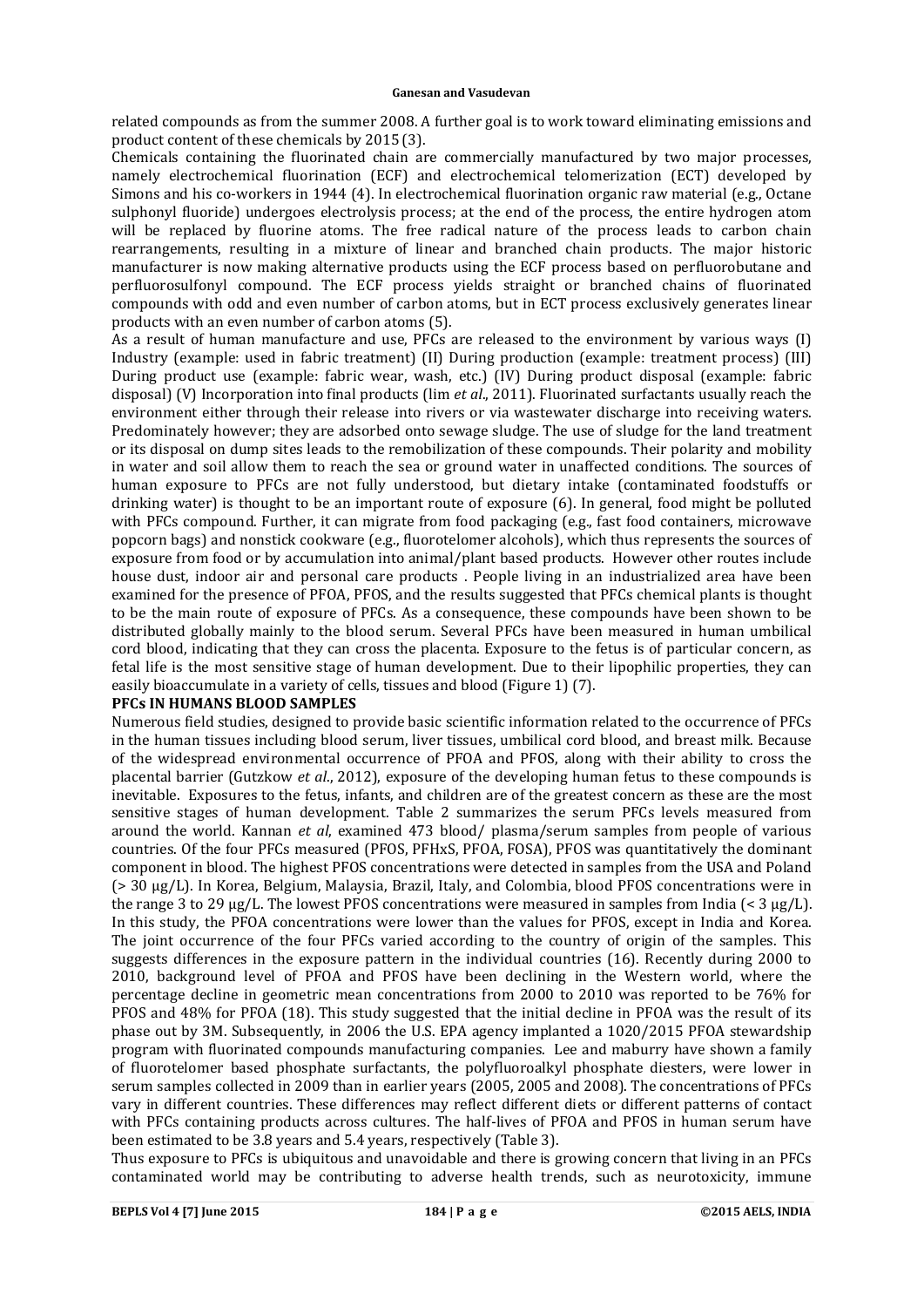related compounds as from the summer 2008. A further goal is to work toward eliminating emissions and product content of these chemicals by 2015 (3).

Chemicals containing the fluorinated chain are commercially manufactured by two major processes, namely electrochemical fluorination (ECF) and electrochemical telomerization (ECT) developed by Simons and his co-workers in 1944 (4). In electrochemical fluorination organic raw material (e.g., Octane sulphonyl fluoride) undergoes electrolysis process; at the end of the process, the entire hydrogen atom will be replaced by fluorine atoms. The free radical nature of the process leads to carbon chain rearrangements, resulting in a mixture of linear and branched chain products. The major historic manufacturer is now making alternative products using the ECF process based on perfluorobutane and perfluorosulfonyl compound. The ECF process yields straight or branched chains of fluorinated compounds with odd and even number of carbon atoms, but in ECT process exclusively generates linear products with an even number of carbon atoms (5).

As a result of human manufacture and use, PFCs are released to the environment by various ways (I) Industry (example: used in fabric treatment) (II) During production (example: treatment process) (III) During product use (example: fabric wear, wash, etc.) (IV) During product disposal (example: fabric disposal) (V) Incorporation into final products (lim *et al*., 2011). Fluorinated surfactants usually reach the environment either through their release into rivers or via wastewater discharge into receiving waters. Predominately however; they are adsorbed onto sewage sludge. The use of sludge for the land treatment or its disposal on dump sites leads to the remobilization of these compounds. Their polarity and mobility in water and soil allow them to reach the sea or ground water in unaffected conditions. The sources of human exposure to PFCs are not fully understood, but dietary intake (contaminated foodstuffs or drinking water) is thought to be an important route of exposure (6). In general, food might be polluted with PFCs compound. Further, it can migrate from food packaging (e.g., fast food containers, microwave popcorn bags) and nonstick cookware (e.g., fluorotelomer alcohols), which thus represents the sources of exposure from food or by accumulation into animal/plant based products. However other routes include house dust, indoor air and personal care products . People living in an industrialized area have been examined for the presence of PFOA, PFOS, and the results suggested that PFCs chemical plants is thought to be the main route of exposure of PFCs. As a consequence, these compounds have been shown to be distributed globally mainly to the blood serum. Several PFCs have been measured in human umbilical cord blood, indicating that they can cross the placenta. Exposure to the fetus is of particular concern, as fetal life is the most sensitive stage of human development. Due to their lipophilic properties, they can easily bioaccumulate in a variety of cells, tissues and blood (Figure 1) (7).

**PFCs IN HUMANS BLOOD SAMPLES**

Numerous field studies, designed to provide basic scientific information related to the occurrence of PFCs in the human tissues including blood serum, liver tissues, umbilical cord blood, and breast milk. Because of the widespread environmental occurrence of PFOA and PFOS, along with their ability to cross the placental barrier (Gutzkow *et al*., 2012), exposure of the developing human fetus to these compounds is inevitable. Exposures to the fetus, infants, and children are of the greatest concern as these are the most sensitive stages of human development. Table 2 summarizes the serum PFCs levels measured from around the world. Kannan *et al*, examined 473 blood/ plasma/serum samples from people of various countries. Of the four PFCs measured (PFOS, PFHxS, PFOA, FOSA), PFOS was quantitatively the dominant component in blood. The highest PFOS concentrations were detected in samples from the USA and Poland (> 30 µg/L). In Korea, Belgium, Malaysia, Brazil, Italy, and Colombia, blood PFOS concentrations were in the range 3 to 29 µg/L. The lowest PFOS concentrations were measured in samples from India (< 3 µg/L). In this study, the PFOA concentrations were lower than the values for PFOS, except in India and Korea. The joint occurrence of the four PFCs varied according to the country of origin of the samples. This suggests differences in the exposure pattern in the individual countries (16). Recently during 2000 to 2010, background level of PFOA and PFOS have been declining in the Western world, where the percentage decline in geometric mean concentrations from 2000 to 2010 was reported to be 76% for PFOS and 48% for PFOA (18). This study suggested that the initial decline in PFOA was the result of its phase out by 3M. Subsequently, in 2006 the U.S. EPA agency implanted a 1020/2015 PFOA stewardship program with fluorinated compounds manufacturing companies. Lee and maburry have shown a family of fluorotelomer based phosphate surfactants, the polyfluoroalkyl phosphate diesters, were lower in serum samples collected in 2009 than in earlier years (2005, 2005 and 2008). The concentrations of PFCs vary in different countries. These differences may reflect different diets or different patterns of contact with PFCs containing products across cultures. The half-lives of PFOA and PFOS in human serum have been estimated to be 3.8 years and 5.4 years, respectively (Table 3).

Thus exposure to PFCs is ubiquitous and unavoidable and there is growing concern that living in an PFCs contaminated world may be contributing to adverse health trends, such as neurotoxicity, immune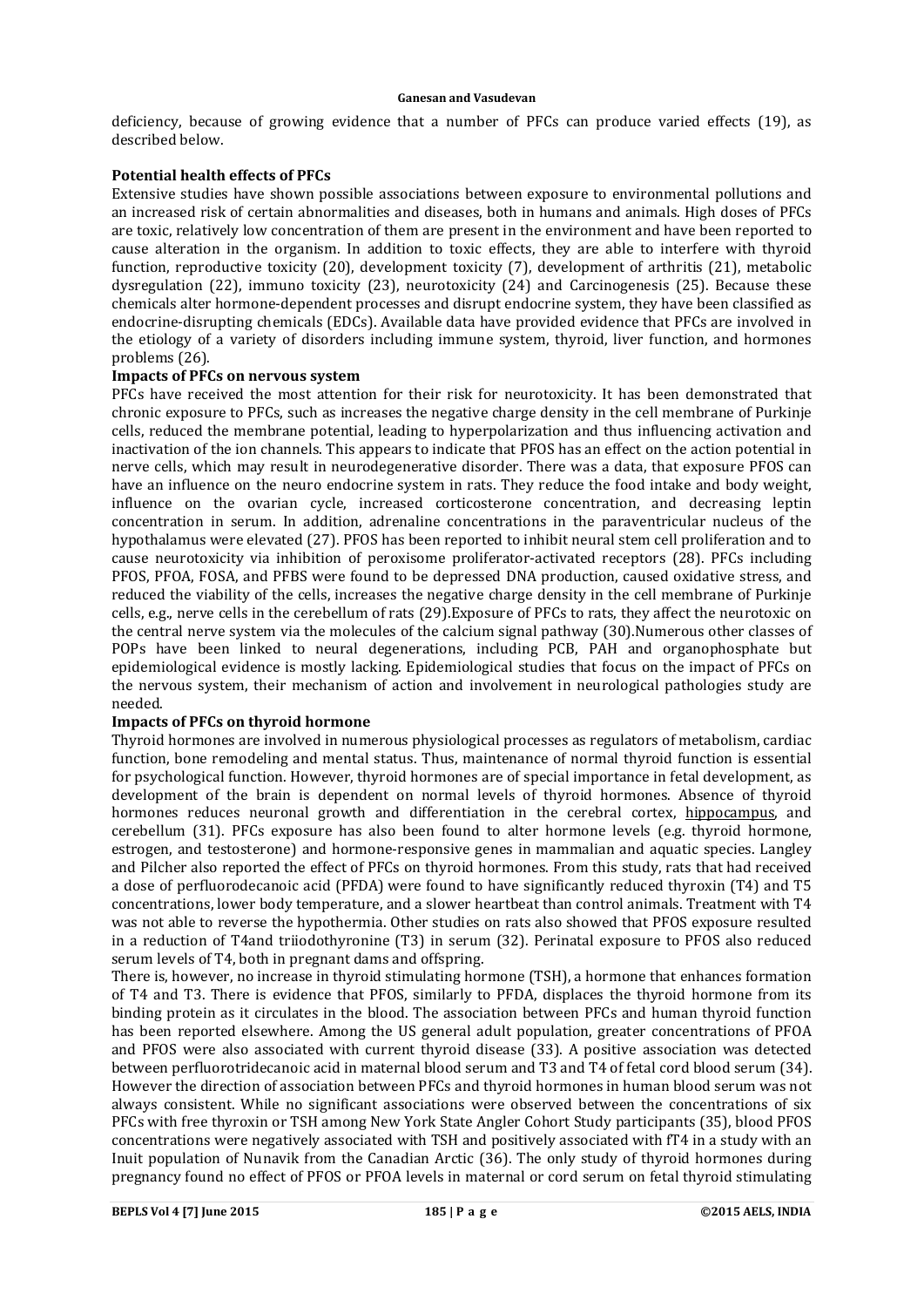deficiency, because of growing evidence that a number of PFCs can produce varied effects (19), as described below.

**Potential health effects of PFCs**

Extensive studies have shown possible associations between exposure to environmental pollutions and an increased risk of certain abnormalities and diseases, both in humans and animals. High doses of PFCs are toxic, relatively low concentration of them are present in the environment and have been reported to cause alteration in the organism. In addition to toxic effects, they are able to interfere with thyroid function, reproductive toxicity (20), development toxicity (7), development of arthritis (21), metabolic dysregulation (22), immuno toxicity (23), neurotoxicity (24) and Carcinogenesis (25). Because these chemicals alter hormone-dependent processes and disrupt endocrine system, they have been classified as endocrine-disrupting chemicals (EDCs). Available data have provided evidence that PFCs are involved in the etiology of a variety of disorders including immune system, thyroid, liver function, and hormones problems (26).

**Impacts of PFCs on nervous system**

PFCs have received the most attention for their risk for neurotoxicity. It has been demonstrated that chronic exposure to PFCs, such as increases the negative charge density in the cell membrane of Purkinje cells, reduced the membrane potential, leading to hyperpolarization and thus influencing activation and inactivation of the ion channels. This appears to indicate that PFOS has an effect on the action potential in nerve cells, which may result in neurodegenerative disorder. There was a data, that exposure PFOS can have an influence on the neuro endocrine system in rats. They reduce the food intake and body weight, influence on the ovarian cycle, increased corticosterone concentration, and decreasing leptin concentration in serum. In addition, adrenaline concentrations in the paraventricular nucleus of the hypothalamus were elevated (27). PFOS has been reported to inhibit neural stem cell proliferation and to cause neurotoxicity via inhibition of peroxisome proliferator-activated receptors (28). PFCs including PFOS, PFOA, FOSA, and PFBS were found to be depressed DNA production, caused oxidative stress, and reduced the viability of the cells, increases the negative charge density in the cell membrane of Purkinje cells, e.g., nerve cells in the cerebellum of rats (29).Exposure of PFCs to rats, they affect the neurotoxic on the central nerve system via the molecules of the calcium signal pathway (30).Numerous other classes of POPs have been linked to neural degenerations, including PCB, PAH and organophosphate but epidemiological evidence is mostly lacking. Epidemiological studies that focus on the impact of PFCs on the nervous system, their mechanism of action and involvement in neurological pathologies study are needed.

**Impacts of PFCs on thyroid hormone**

Thyroid hormones are involved in numerous physiological processes as regulators of metabolism, cardiac function, bone remodeling and mental status. Thus, maintenance of normal thyroid function is essential for psychological function. However, thyroid hormones are of special importance in fetal development, as development of the brain is dependent on normal levels of thyroid hormones. Absence of thyroid hormones reduces neuronal growth and differentiation in the cerebral cortex, hippocampus, and cerebellum (31). PFCs exposure has also been found to alter hormone levels (e.g. thyroid hormone, estrogen, and testosterone) and hormone-responsive genes in mammalian and aquatic species. Langley and Pilcher also reported the effect of PFCs on thyroid hormones. From this study, rats that had received a dose of perfluorodecanoic acid (PFDA) were found to have significantly reduced thyroxin (T4) and T5 concentrations, lower body temperature, and a slower heartbeat than control animals. Treatment with T4 was not able to reverse the hypothermia. Other studies on rats also showed that PFOS exposure resulted in a reduction of T4and triiodothyronine (T3) in serum (32). Perinatal exposure to PFOS also reduced serum levels of T4, both in pregnant dams and offspring.

There is, however, no increase in thyroid stimulating hormone (TSH), a hormone that enhances formation of T4 and T3. There is evidence that PFOS, similarly to PFDA, displaces the thyroid hormone from its binding protein as it circulates in the blood. The association between PFCs and human thyroid function has been reported elsewhere. Among the US general adult population, greater concentrations of PFOA and PFOS were also associated with current thyroid disease (33). A positive association was detected between perfluorotridecanoic acid in maternal blood serum and T3 and T4 of fetal cord blood serum (34). However the direction of association between PFCs and thyroid hormones in human blood serum was not always consistent. While no significant associations were observed between the concentrations of six PFCs with free thyroxin or TSH among New York State Angler Cohort Study participants (35), blood PFOS concentrations were negatively associated with TSH and positively associated with fT4 in a study with an Inuit population of Nunavik from the Canadian Arctic (36). The only study of thyroid hormones during pregnancy found no effect of PFOS or PFOA levels in maternal or cord serum on fetal thyroid stimulating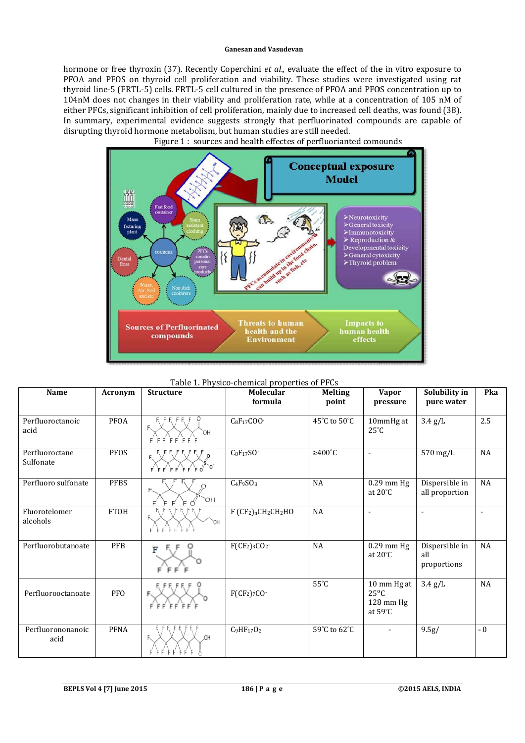hormone or free thyroxin (37). Recently Coperchini *et al.*, evaluate the effect of the in vitro exposure to PFOA and PFOS on thyroid cell proliferation and viability. These studies were investigated using rat thyroid line-5 (FRTL-5) cells. FRTL-5 cell cultured in the presence of PFOA and PFOS concentration up to 104nM does not changes in their viability and proliferation rate, while at a concentration of 105 nM of either PFCs, significant inhibition of cell proliferation, mainly due to increased cell deaths, was found (38). In summary, experimental evidence suggests strongly that perfluorinated compounds are capable of disrupting thyroid hormone metabolism, but human studies are still needed.

Figure 1 : sources and health effectes of perfluorianted comounds

Table 1. Physico-chemical properties of PFCs

| Name | Acronym | Structure | Molecular formula | Melting point | Vapor pressure | Solubility in pure water | Pka |
|---|---|---|---|---|---|---|---|
| Perfluoroctanoic acid | PFOA | | $C_8F_{17}COO^-$ | 45˚C to 50˚C | 10mmHg at 25˚C | 3.4 g/L | 2.5 |
| Perfluoroctane Sulfonate | PFOS | | $C_8F_{17}SO^-$ | ≥400˚C | - | 570 mg/L | NA |
| Perfluoro sulfonate | PFBS | | $C_4F_9SO_3$ | NA | 0.29 mm Hg at 20˚C | Dispersible in all proportion | NA |
| Fluorotelomer alcohols | FTOH | | $F(CF_2)_nCH_2CH_2HO$ | NA | - | - | - |
| Perfluorobutanoate | PFB | | $F(CF_2)_3CO_2^-$ | NA | 0.29 mm Hg at 20˚C | Dispersible in all proportions | NA |
| Perfluorooctanoate | PFO | | $F(CF_2)_7CO^-$ | 55˚C | 10 mm Hg at 25°C 128 mm Hg at 59˚C | 3.4 g/L | NA |
| Perfluorononanoic acid | PFNA | | $C_9HF_{17}O_2$ | 59˚C to 62˚C | - | 9.5g/ | ~ 0 |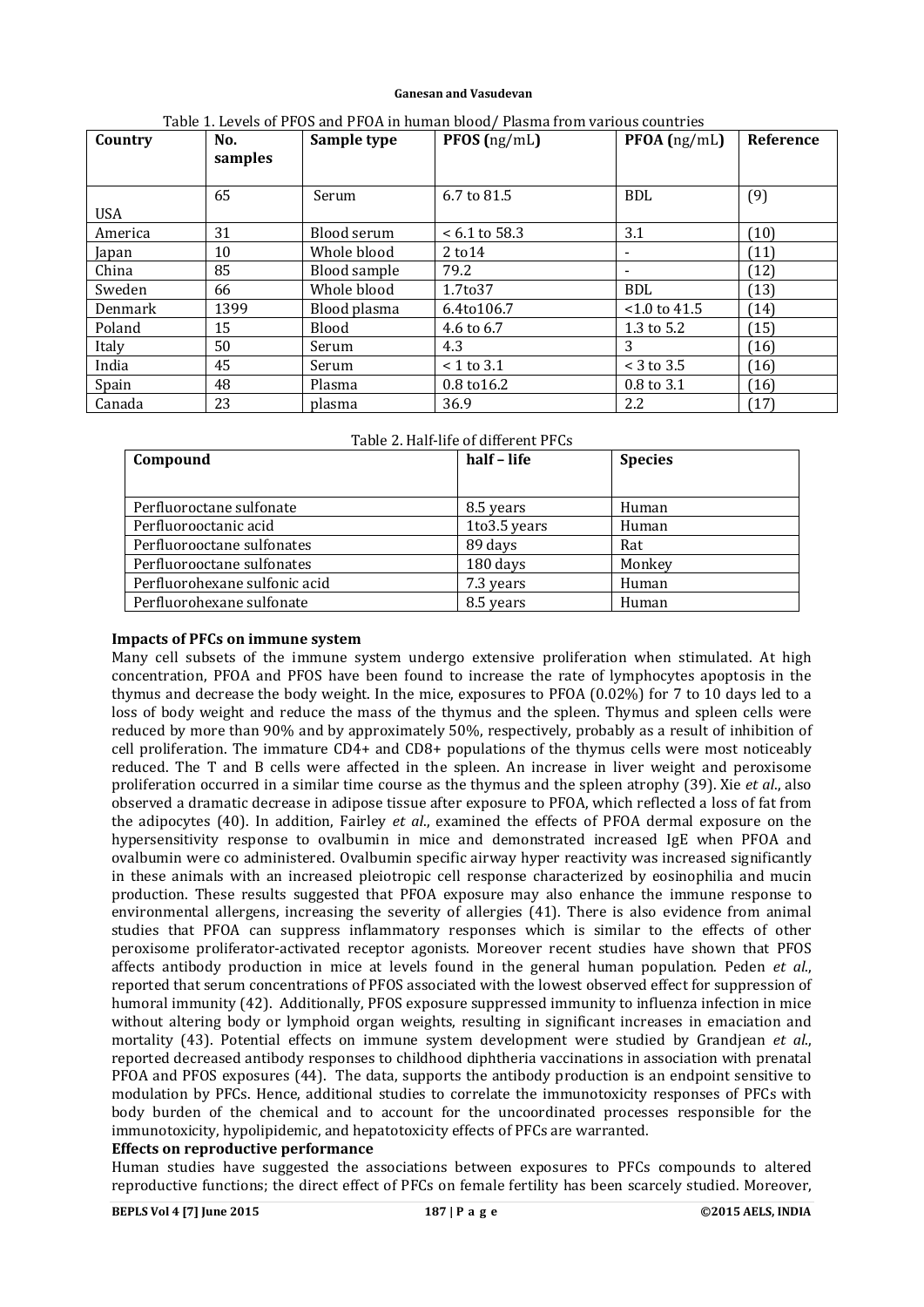Table 1. Levels of PFOS and PFOA in human blood/ Plasma from various countries

| Country | No. samples | Sample type | PFOS (ng/mL) | PFOA (ng/mL) | Reference |
|---|---|---|---|---|---|
| USA | 65 | Serum | 6.7 to 81.5 | BDL | (9) |
| America | 31 | Blood serum | < 6.1 to 58.3 | 3.1 | (10) |
| Japan | 10 | Whole blood | 2 to14 | - | (11) |
| China | 85 | Blood sample | 79.2 | - | (12) |
| Sweden | 66 | Whole blood | 1.7to37 | BDL | (13) |
| Denmark | 1399 | Blood plasma | 6.4to106.7 | <1.0 to 41.5 | (14) |
| Poland | 15 | Blood | 4.6 to 6.7 | 1.3 to 5.2 | (15) |
| Italy | 50 | Serum | 4.3 | 3 | (16) |
| India | 45 | Serum | < 1 to 3.1 | < 3 to 3.5 | (16) |
| Spain | 48 | Plasma | 0.8 to16.2 | 0.8 to 3.1 | (16) |
| Canada | 23 | plasma | 36.9 | 2.2 | (17) |

Table 2. Half-life of different PFCs

| Compound | half – life | Species |
|---|---|---|
| Perfluoroctane sulfonate | 8.5 years | Human |
| Perfluorooctanic acid | 1to3.5 years | Human |
| Perfluorooctane sulfonates | 89 days | Rat |
| Perfluorooctane sulfonates | 180 days | Monkey |
| Perfluorohexane sulfonic acid | 7.3 years | Human |
| Perfluorohexane sulfonate | 8.5 years | Human |

**Impacts of PFCs on immune system**

Many cell subsets of the immune system undergo extensive proliferation when stimulated. At high concentration, PFOA and PFOS have been found to increase the rate of lymphocytes apoptosis in the thymus and decrease the body weight. In the mice, exposures to PFOA (0.02%) for 7 to 10 days led to a loss of body weight and reduce the mass of the thymus and the spleen. Thymus and spleen cells were reduced by more than 90% and by approximately 50%, respectively, probably as a result of inhibition of cell proliferation. The immature CD4+ and CD8+ populations of the thymus cells were most noticeably reduced. The T and B cells were affected in the spleen. An increase in liver weight and peroxisome proliferation occurred in a similar time course as the thymus and the spleen atrophy (39). Xie *et al*., also observed a dramatic decrease in adipose tissue after exposure to PFOA, which reflected a loss of fat from the adipocytes (40). In addition, Fairley *et al*., examined the effects of PFOA dermal exposure on the hypersensitivity response to ovalbumin in mice and demonstrated increased IgE when PFOA and ovalbumin were co administered. Ovalbumin specific airway hyper reactivity was increased significantly in these animals with an increased pleiotropic cell response characterized by eosinophilia and mucin production. These results suggested that PFOA exposure may also enhance the immune response to environmental allergens, increasing the severity of allergies (41). There is also evidence from animal studies that PFOA can suppress inflammatory responses which is similar to the effects of other peroxisome proliferator-activated receptor agonists. Moreover recent studies have shown that PFOS affects antibody production in mice at levels found in the general human population. Peden *et al*., reported that serum concentrations of PFOS associated with the lowest observed effect for suppression of humoral immunity (42). Additionally, PFOS exposure suppressed immunity to influenza infection in mice without altering body or lymphoid organ weights, resulting in significant increases in emaciation and mortality (43). Potential effects on immune system development were studied by Grandjean *et al*., reported decreased antibody responses to childhood diphtheria vaccinations in association with prenatal PFOA and PFOS exposures (44). The data, supports the antibody production is an endpoint sensitive to modulation by PFCs. Hence, additional studies to correlate the immunotoxicity responses of PFCs with body burden of the chemical and to account for the uncoordinated processes responsible for the immunotoxicity, hypolipidemic, and hepatotoxicity effects of PFCs are warranted.

**Effects on reproductive performance**

Human studies have suggested the associations between exposures to PFCs compounds to altered reproductive functions; the direct effect of PFCs on female fertility has been scarcely studied. Moreover,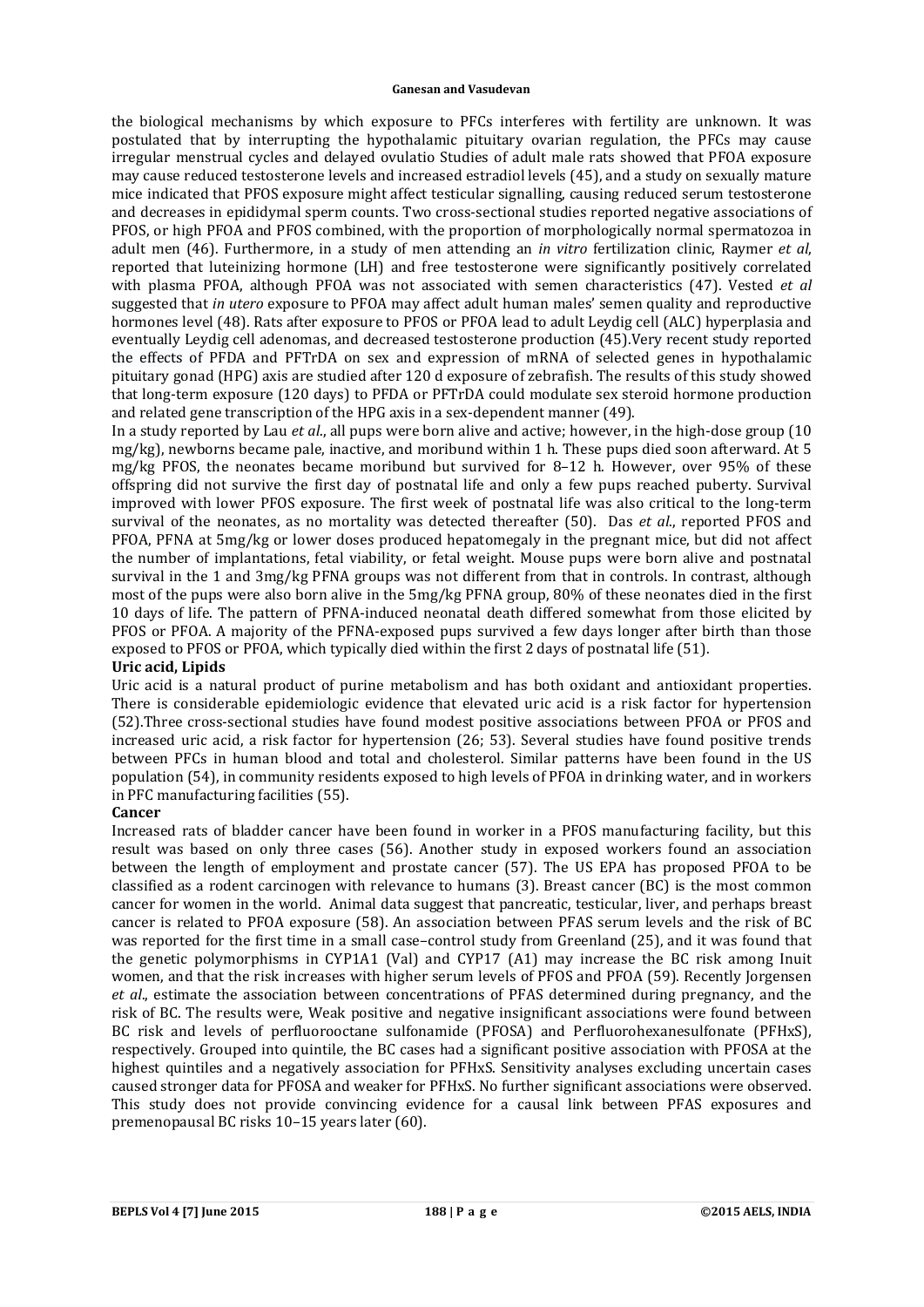the biological mechanisms by which exposure to PFCs interferes with fertility are unknown. It was postulated that by interrupting the hypothalamic pituitary ovarian regulation, the PFCs may cause irregular menstrual cycles and delayed ovulatio Studies of adult male rats showed that PFOA exposure may cause reduced testosterone levels and increased estradiol levels (45), and a study on sexually mature mice indicated that PFOS exposure might affect testicular signalling, causing reduced serum testosterone and decreases in epididymal sperm counts. Two cross-sectional studies reported negative associations of PFOS, or high PFOA and PFOS combined, with the proportion of morphologically normal spermatozoa in adult men (46). Furthermore, in a study of men attending an *in vitro* fertilization clinic, Raymer *et al*, reported that luteinizing hormone (LH) and free testosterone were significantly positively correlated with plasma PFOA, although PFOA was not associated with semen characteristics (47). Vested *et al* suggested that *in utero* exposure to PFOA may affect adult human males' semen quality and reproductive hormones level (48). Rats after exposure to PFOS or PFOA lead to adult Leydig cell (ALC) hyperplasia and eventually Leydig cell adenomas, and decreased testosterone production (45).Very recent study reported the effects of PFDA and PFTrDA on sex and expression of mRNA of selected genes in hypothalamic pituitary gonad (HPG) axis are studied after 120 d exposure of zebrafish. The results of this study showed that long-term exposure (120 days) to PFDA or PFTrDA could modulate sex steroid hormone production and related gene transcription of the HPG axis in a sex-dependent manner (49).

In a study reported by Lau *et al*., all pups were born alive and active; however, in the high-dose group (10 mg/kg), newborns became pale, inactive, and moribund within 1 h. These pups died soon afterward. At 5 mg/kg PFOS, the neonates became moribund but survived for 8–12 h. However, over 95% of these offspring did not survive the first day of postnatal life and only a few pups reached puberty. Survival improved with lower PFOS exposure. The first week of postnatal life was also critical to the long-term survival of the neonates, as no mortality was detected thereafter (50). Das *et al*., reported PFOS and PFOA, PFNA at 5mg/kg or lower doses produced hepatomegaly in the pregnant mice, but did not affect the number of implantations, fetal viability, or fetal weight. Mouse pups were born alive and postnatal survival in the 1 and 3mg/kg PFNA groups was not different from that in controls. In contrast, although most of the pups were also born alive in the 5mg/kg PFNA group, 80% of these neonates died in the first 10 days of life. The pattern of PFNA-induced neonatal death differed somewhat from those elicited by PFOS or PFOA. A majority of the PFNA-exposed pups survived a few days longer after birth than those exposed to PFOS or PFOA, which typically died within the first 2 days of postnatal life (51).

**Uric acid, Lipids**

Uric acid is a natural product of purine metabolism and has both oxidant and antioxidant properties. There is considerable epidemiologic evidence that elevated uric acid is a risk factor for hypertension (52).Three cross-sectional studies have found modest positive associations between PFOA or PFOS and increased uric acid, a risk factor for hypertension (26; 53). Several studies have found positive trends between PFCs in human blood and total and cholesterol. Similar patterns have been found in the US population (54), in community residents exposed to high levels of PFOA in drinking water, and in workers in PFC manufacturing facilities (55).

**Cancer**

Increased rats of bladder cancer have been found in worker in a PFOS manufacturing facility, but this result was based on only three cases (56). Another study in exposed workers found an association between the length of employment and prostate cancer (57). The US EPA has proposed PFOA to be classified as a rodent carcinogen with relevance to humans (3). Breast cancer (BC) is the most common cancer for women in the world. Animal data suggest that pancreatic, testicular, liver, and perhaps breast cancer is related to PFOA exposure (58). An association between PFAS serum levels and the risk of BC was reported for the first time in a small case–control study from Greenland (25), and it was found that the genetic polymorphisms in CYP1A1 (Val) and CYP17 (A1) may increase the BC risk among Inuit women, and that the risk increases with higher serum levels of PFOS and PFOA (59). Recently Jorgensen *et al*., estimate the association between concentrations of PFAS determined during pregnancy, and the risk of BC. The results were, Weak positive and negative insignificant associations were found between BC risk and levels of perfluorooctane sulfonamide (PFOSA) and Perfluorohexanesulfonate (PFHxS), respectively. Grouped into quintile, the BC cases had a significant positive association with PFOSA at the highest quintiles and a negatively association for PFHxS. Sensitivity analyses excluding uncertain cases caused stronger data for PFOSA and weaker for PFHxS. No further significant associations were observed. This study does not provide convincing evidence for a causal link between PFAS exposures and premenopausal BC risks 10–15 years later (60).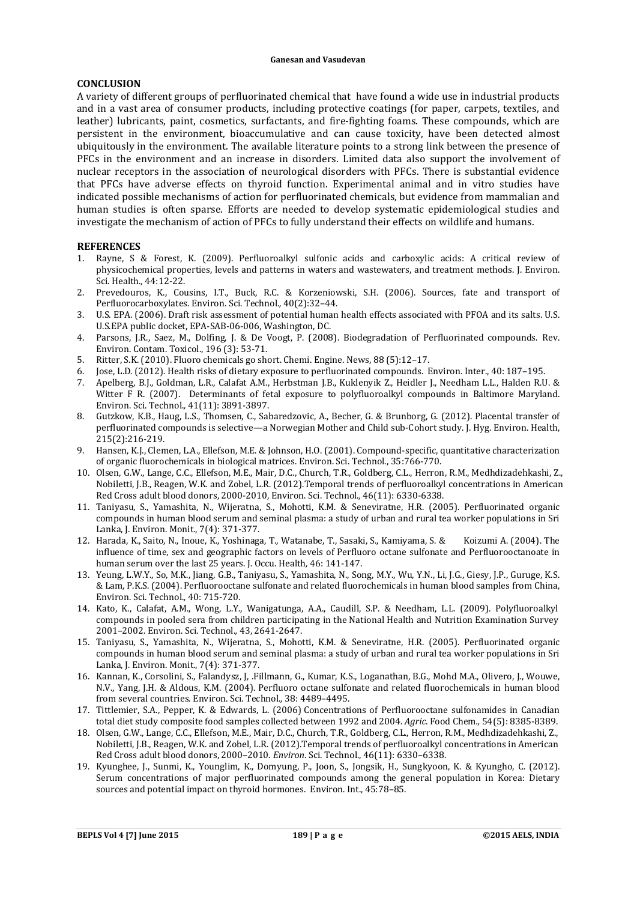## CONCLUSION

A variety of different groups of perfluorinated chemical that have found a wide use in industrial products and in a vast area of consumer products, including protective coatings (for paper, carpets, textiles, and leather) lubricants, paint, cosmetics, surfactants, and fire-fighting foams. These compounds, which are persistent in the environment, bioaccumulative and can cause toxicity, have been detected almost ubiquitously in the environment. The available literature points to a strong link between the presence of PFCs in the environment and an increase in disorders. Limited data also support the involvement of nuclear receptors in the association of neurological disorders with PFCs. There is substantial evidence that PFCs have adverse effects on thyroid function. Experimental animal and in vitro studies have indicated possible mechanisms of action for perfluorinated chemicals, but evidence from mammalian and human studies is often sparse. Efforts are needed to develop systematic epidemiological studies and investigate the mechanism of action of PFCs to fully understand their effects on wildlife and humans.

## REFERENCES

1. Rayne, S & Forest, K. (2009). Perfluoroalkyl sulfonic acids and carboxylic acids: A critical review of physicochemical properties, levels and patterns in waters and wastewaters, and treatment methods. J. Environ. Sci. Health., 44:12-22.
2. Prevedouros, K., Cousins, I.T., Buck, R.C. & Korzeniowski, S.H. (2006). Sources, fate and transport of Perfluorocarboxylates. Environ. Sci. Technol., 40(2):32–44.
3. U.S. EPA. (2006). Draft risk assessment of potential human health effects associated with PFOA and its salts. U.S. U.S.EPA public docket, EPA-SAB-06-006, Washington, DC.
4. Parsons, J.R., Saez, M., Dolfing, J. & De Voogt, P. (2008). Biodegradation of Perfluorinated compounds. Rev. Environ. Contam. Toxicol., 196 (3): 53-71.
5. Ritter, S.K. (2010). Fluoro chemicals go short. Chemi. Engine. News, 88 (5):12–17.
6. Jose, L.D. (2012). Health risks of dietary exposure to perfluorinated compounds. Environ. Inter., 40: 187–195.
7. Apelberg, B.J., Goldman, L.R., Calafat A.M., Herbstman J.B., Kuklenyik Z., Heidler J., Needham L.L., Halden R.U. & Witter F R. (2007). Determinants of fetal exposure to polyfluoroalkyl compounds in Baltimore Maryland. Environ. Sci. Technol., 41(11): 3891-3897.
8. Gutzkow, K.B., Haug, L.S., Thomsen, C., Sabaredzovic, A., Becher, G. & Brunborg, G. (2012). Placental transfer of perfluorinated compounds is selective—a Norwegian Mother and Child sub-Cohort study. J. Hyg. Environ. Health, 215(2):216-219.
9. Hansen, K.J., Clemen, L.A., Ellefson, M.E. & Johnson, H.O. (2001). Compound-specific, quantitative characterization of organic fluorochemicals in biological matrices. Environ. Sci. Technol., 35:766-770.
10. Olsen, G.W., Lange, C.C., Ellefson, M.E., Mair, D.C., Church, T.R., Goldberg, C.L., Herron, R.M., Medhdizadehkashi, Z., Nobiletti, J.B., Reagen, W.K. and Zobel, L.R. (2012).Temporal trends of perfluoroalkyl concentrations in American Red Cross adult blood donors, 2000-2010, Environ. Sci. Technol., 46(11): 6330-6338.
11. Taniyasu, S., Yamashita, N., Wijeratna, S., Mohotti, K.M. & Seneviratne, H.R. (2005). Perfluorinated organic compounds in human blood serum and seminal plasma: a study of urban and rural tea worker populations in Sri Lanka, J. Environ. Monit., 7(4): 371-377.
12. Harada, K., Saito, N., Inoue, K., Yoshinaga, T., Watanabe, T., Sasaki, S., Kamiyama, S. & Koizumi A. (2004). The influence of time, sex and geographic factors on levels of Perfluoro octane sulfonate and Perfluorooctanoate in human serum over the last 25 years. J. Occu. Health, 46: 141-147.
13. Yeung, L.W.Y., So, M.K., Jiang, G.B., Taniyasu, S., Yamashita, N., Song, M.Y., Wu, Y.N., Li, J.G., Giesy, J.P., Guruge, K.S. & Lam, P.K.S. (2004). Perfluorooctane sulfonate and related fluorochemicals in human blood samples from China, Environ. Sci. Technol., 40: 715-720.
14. Kato, K., Calafat, A.M., Wong, L.Y., Wanigatunga, A.A., Caudill, S.P. & Needham, L.L. (2009). Polyfluoroalkyl compounds in pooled sera from children participating in the National Health and Nutrition Examination Survey 2001–2002. Environ. Sci. Technol., 43, 2641-2647.
15. Taniyasu, S., Yamashita, N., Wijeratna, S., Mohotti, K.M. & Seneviratne, H.R. (2005). Perfluorinated organic compounds in human blood serum and seminal plasma: a study of urban and rural tea worker populations in Sri Lanka, J. Environ. Monit., 7(4): 371-377.
16. Kannan, K., Corsolini, S., Falandysz, J, .Fillmann, G., Kumar, K.S., Loganathan, B.G., Mohd M.A., Olivero, J., Wouwe, N.V., Yang, J.H. & Aldous, K.M. (2004). Perfluoro octane sulfonate and related fluorochemicals in human blood from several countries. Environ. Sci. Technol., 38: 4489–4495.
17. Tittlemier, S.A., Pepper, K. & Edwards, L. (2006) Concentrations of Perfluorooctane sulfonamides in Canadian total diet study composite food samples collected between 1992 and 2004. *Agric*. Food Chem., 54(5): 8385-8389.
18. Olsen, G.W., Lange, C.C., Ellefson, M.E., Mair, D.C., Church, T.R., Goldberg, C.L., Herron, R.M., Medhdizadehkashi, Z., Nobiletti, J.B., Reagen, W.K. and Zobel, L.R. (2012).Temporal trends of perfluoroalkyl concentrations in American Red Cross adult blood donors, 2000–2010. *Environ*. Sci. Technol., 46(11): 6330–6338.
19. Kyunghee, J., Sunmi, K., Younglim, K., Domyung, P., Joon, S., Jongsik, H., Sungkyoon, K. & Kyungho, C. (2012). Serum concentrations of major perfluorinated compounds among the general population in Korea: Dietary sources and potential impact on thyroid hormones. Environ. Int., 45:78–85.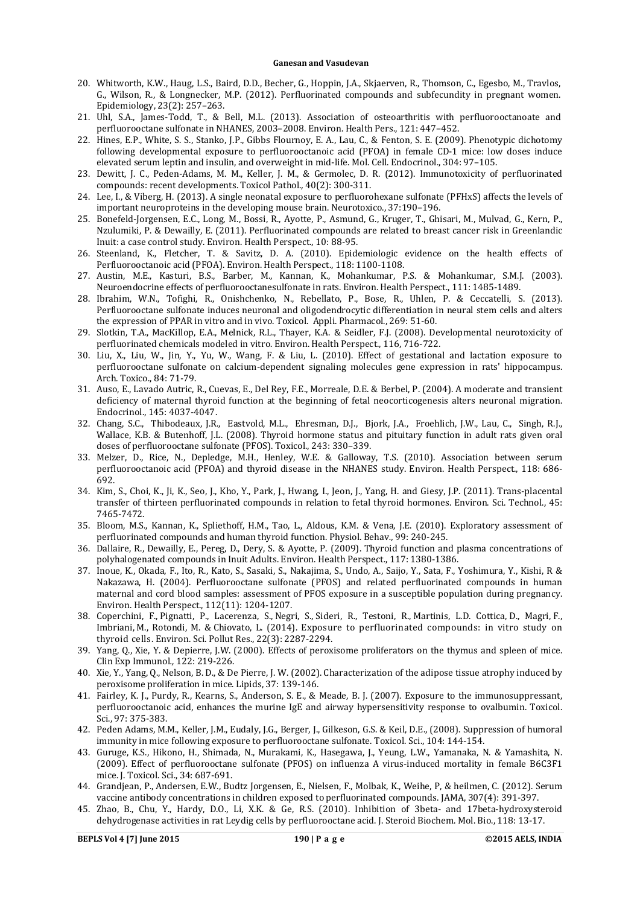20. Whitworth, K.W., Haug, L.S., Baird, D.D., Becher, G., Hoppin, J.A., Skjaerven, R., Thomson, C., Egesbo, M., Travlos, G., Wilson, R., & Longnecker, M.P. (2012). Perfluorinated compounds and subfecundity in pregnant women. Epidemiology, 23(2): 257–263.
21. Uhl, S.A., James-Todd, T., & Bell, M.L. (2013). Association of osteoarthritis with perfluorooctanoate and perfluorooctane sulfonate in NHANES, 2003–2008. Environ. Health Pers., 121: 447–452.
22. Hines, E.P., White, S. S., Stanko, J.P., Gibbs Flournoy, E. A., Lau, C., & Fenton, S. E. (2009). Phenotypic dichotomy following developmental exposure to perfluorooctanoic acid (PFOA) in female CD-1 mice: low doses induce elevated serum leptin and insulin, and overweight in mid-life. Mol. Cell. Endocrinol., 304: 97–105.
23. Dewitt, J. C., Peden-Adams, M. M., Keller, J. M., & Germolec, D. R. (2012). Immunotoxicity of perfluorinated compounds: recent developments. Toxicol Pathol., 40(2): 300-311.
24. Lee, I., & Viberg, H. (2013). A single neonatal exposure to perfluorohexane sulfonate (PFHxS) affects the levels of important neuroproteins in the developing mouse brain. Neurotoxico., 37:190–196.
25. Bonefeld-Jorgensen, E.C., Long, M., Bossi, R., Ayotte, P., Asmund, G., Kruger, T., Ghisari, M., Mulvad, G., Kern, P., Nzulumiki, P. & Dewailly, E. (2011). Perfluorinated compounds are related to breast cancer risk in Greenlandic Inuit: a case control study. Environ. Health Perspect., 10: 88-95.
26. Steenland, K., Fletcher, T. & Savitz, D. A. (2010). Epidemiologic evidence on the health effects of Perfluorooctanoic acid (PFOA). Environ. Health Perspect., 118: 1100-1108.
27. Austin, M.E., Kasturi, B.S., Barber, M., Kannan, K., Mohankumar, P.S. & Mohankumar, S.M.J. (2003). Neuroendocrine effects of perfluorooctanesulfonate in rats. Environ. Health Perspect., 111: 1485-1489.
28. Ibrahim, W.N., Tofighi, R., Onishchenko, N., Rebellato, P., Bose, R., Uhlen, P. & Ceccatelli, S. (2013). Perfluorooctane sulfonate induces neuronal and oligodendrocytic differentiation in neural stem cells and alters the expression of PPAR in vitro and in vivo. Toxicol. Appli. Pharmacol., 269: 51-60.
29. Slotkin, T.A., MacKillop, E.A., Melnick, R.L., Thayer, K.A. & Seidler, F.J. (2008). Developmental neurotoxicity of perfluorinated chemicals modeled in vitro. Environ. Health Perspect., 116, 716-722.
30. Liu, X., Liu, W., Jin, Y., Yu, W., Wang, F. & Liu, L. (2010). Effect of gestational and lactation exposure to perfluorooctane sulfonate on calcium-dependent signaling molecules gene expression in rats' hippocampus. Arch. Toxico., 84: 71-79.
31. Auso, E., Lavado Autric, R., Cuevas, E., Del Rey, F.E., Morreale, D.E. & Berbel, P. (2004). A moderate and transient deficiency of maternal thyroid function at the beginning of fetal neocorticogenesis alters neuronal migration. Endocrinol., 145: 4037-4047.
32. Chang, S.C., Thibodeaux, J.R., Eastvold, M.L., Ehresman, D.J., Bjork, J.A., Froehlich, J.W., Lau, C., Singh, R.J., Wallace, K.B. & Butenhoff, J.L. (2008). Thyroid hormone status and pituitary function in adult rats given oral doses of perfluorooctane sulfonate (PFOS). Toxicol., 243: 330–339.
33. Melzer, D., Rice, N., Depledge, M.H., Henley, W.E. & Galloway, T.S. (2010). Association between serum perfluorooctanoic acid (PFOA) and thyroid disease in the NHANES study. Environ. Health Perspect., 118: 686-692.
34. Kim, S., Choi, K., Ji, K., Seo, J., Kho, Y., Park, J., Hwang, I., Jeon, J., Yang, H. and Giesy, J.P. (2011). Trans-placental transfer of thirteen perfluorinated compounds in relation to fetal thyroid hormones. Environ. Sci. Technol., 45: 7465-7472.
35. Bloom, M.S., Kannan, K., Spliethoff, H.M., Tao, L., Aldous, K.M. & Vena, J.E. (2010). Exploratory assessment of perfluorinated compounds and human thyroid function. Physiol. Behav., 99: 240-245.
36. Dallaire, R., Dewailly, E., Pereg, D., Dery, S. & Ayotte, P. (2009). Thyroid function and plasma concentrations of polyhalogenated compounds in Inuit Adults. Environ. Health Perspect., 117: 1380-1386.
37. Inoue, K., Okada, F., Ito, R., Kato, S., Sasaki, S., Nakajima, S., Undo, A., Saijo, Y., Sata, F., Yoshimura, Y., Kishi, R & Nakazawa, H. (2004). Perfluorooctane sulfonate (PFOS) and related perfluorinated compounds in human maternal and cord blood samples: assessment of PFOS exposure in a susceptible population during pregnancy. Environ. Health Perspect., 112(11): 1204-1207.
38. Coperchini, F., Pignatti, P., Lacerenza, S., Negri, S., Sideri, R., Testoni, R., Martinis, L.D. Cottica, D., Magri, F., Imbriani, M., Rotondi, M. & Chiovato, L. (2014). Exposure to perfluorinated compounds: in vitro study on thyroid cells. Environ. Sci. Pollut Res., 22(3): 2287-2294.
39. Yang, Q., Xie, Y. & Depierre, J.W. (2000). Effects of peroxisome proliferators on the thymus and spleen of mice. Clin Exp Immunol., 122: 219-226.
40. Xie, Y., Yang, Q., Nelson, B. D., & De Pierre, J. W. (2002). Characterization of the adipose tissue atrophy induced by peroxisome proliferation in mice. Lipids, 37: 139-146.
41. Fairley, K. J., Purdy, R., Kearns, S., Anderson, S. E., & Meade, B. J. (2007). Exposure to the immunosuppressant, perfluorooctanoic acid, enhances the murine IgE and airway hypersensitivity response to ovalbumin. Toxicol. Sci., 97: 375-383.
42. Peden Adams, M.M., Keller, J.M., Eudaly, J.G., Berger, J., Gilkeson, G.S. & Keil, D.E., (2008). Suppression of humoral immunity in mice following exposure to perfluorooctane sulfonate. Toxicol. Sci., 104: 144-154.
43. Guruge, K.S., Hikono, H., Shimada, N., Murakami, K., Hasegawa, J., Yeung, L.W., Yamanaka, N. & Yamashita, N. (2009). Effect of perfluorooctane sulfonate (PFOS) on influenza A virus-induced mortality in female B6C3F1 mice. J. Toxicol. Sci., 34: 687-691.
44. Grandjean, P., Andersen, E.W., Budtz Jorgensen, E., Nielsen, F., Molbak, K., Weihe, P, & heilmen, C. (2012). Serum vaccine antibody concentrations in children exposed to perfluorinated compounds. JAMA, 307(4): 391-397.
45. Zhao, B., Chu, Y., Hardy, D.O., Li, X.K. & Ge, R.S. (2010). Inhibition of 3beta- and 17beta-hydroxysteroid dehydrogenase activities in rat Leydig cells by perfluorooctane acid. J. Steroid Biochem. Mol. Bio., 118: 13-17.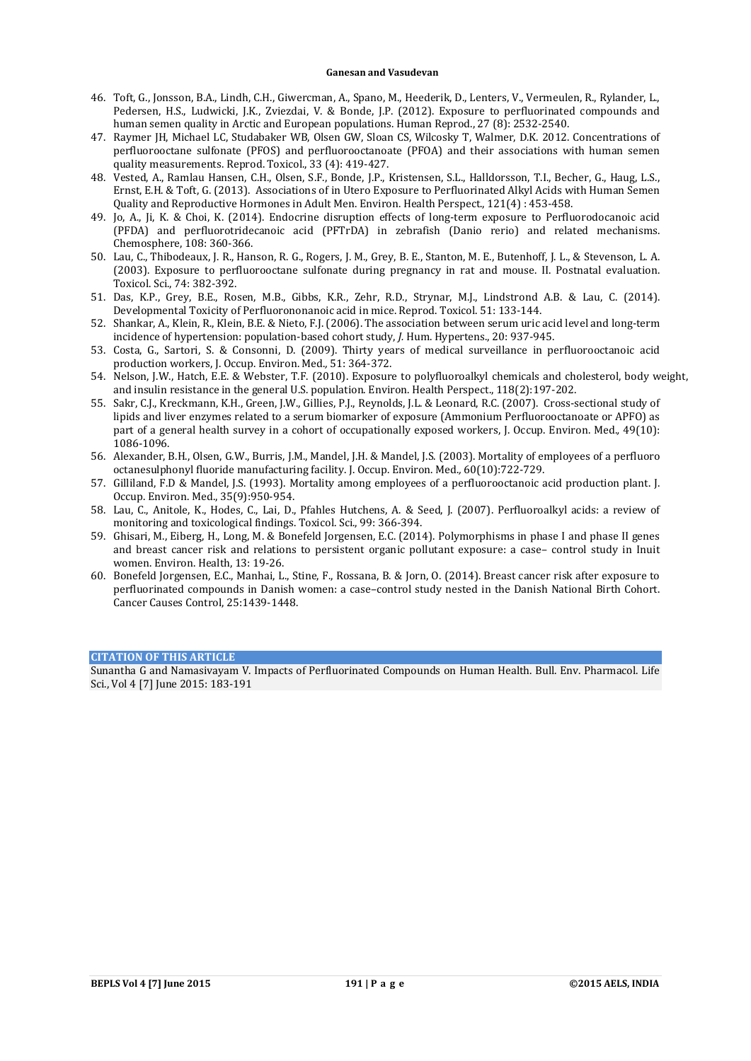46. Toft, G., Jonsson, B.A., Lindh, C.H., Giwercman, A., Spano, M., Heederik, D., Lenters, V., Vermeulen, R., Rylander, L., Pedersen, H.S., Ludwicki, J.K., Zviezdai, V. & Bonde, J.P. (2012). Exposure to perfluorinated compounds and human semen quality in Arctic and European populations. Human Reprod., 27 (8): 2532-2540.
47. Raymer JH, Michael LC, Studabaker WB, Olsen GW, Sloan CS, Wilcosky T, Walmer, D.K. 2012. Concentrations of perfluorooctane sulfonate (PFOS) and perfluorooctanoate (PFOA) and their associations with human semen quality measurements. Reprod. Toxicol., 33 (4): 419-427.
48. Vested, A., Ramlau Hansen, C.H., Olsen, S.F., Bonde, J.P., Kristensen, S.L., Halldorsson, T.I., Becher, G., Haug, L.S., Ernst, E.H. & Toft, G. (2013). Associations of in Utero Exposure to Perfluorinated Alkyl Acids with Human Semen Quality and Reproductive Hormones in Adult Men. Environ. Health Perspect., 121(4) : 453-458.
49. Jo, A., Ji, K. & Choi, K. (2014). Endocrine disruption effects of long-term exposure to Perfluorodocanoic acid (PFDA) and perfluorotridecanoic acid (PFTrDA) in zebrafish (Danio rerio) and related mechanisms. Chemosphere, 108: 360-366.
50. Lau, C., Thibodeaux, J. R., Hanson, R. G., Rogers, J. M., Grey, B. E., Stanton, M. E., Butenhoff, J. L., & Stevenson, L. A. (2003). Exposure to perfluorooctane sulfonate during pregnancy in rat and mouse. II. Postnatal evaluation. Toxicol. Sci., 74: 382-392.
51. Das, K.P., Grey, B.E., Rosen, M.B., Gibbs, K.R., Zehr, R.D., Strynar, M.J., Lindstrond A.B. & Lau, C. (2014). Developmental Toxicity of Perfluorononanoic acid in mice. Reprod. Toxicol. 51: 133-144.
52. Shankar, A., Klein, R., Klein, B.E. & Nieto, F.J. (2006). The association between serum uric acid level and long-term incidence of hypertension: population-based cohort study, *J.* Hum. Hypertens., 20: 937-945.
53. Costa, G., Sartori, S. & Consonni, D. (2009). Thirty years of medical surveillance in perfluorooctanoic acid production workers, J. Occup. Environ. Med., 51: 364-372.
54. Nelson, J.W., Hatch, E.E. & Webster, T.F. (2010). Exposure to polyfluoroalkyl chemicals and cholesterol, body weight, and insulin resistance in the general U.S. population. Environ. Health Perspect., 118(2):197-202.
55. Sakr, C.J., Kreckmann, K.H., Green, J.W., Gillies, P.J., Reynolds, J.L. & Leonard, R.C. (2007). Cross-sectional study of lipids and liver enzymes related to a serum biomarker of exposure (Ammonium Perfluorooctanoate or APFO) as part of a general health survey in a cohort of occupationally exposed workers, J. Occup. Environ. Med., 49(10): 1086-1096.
56. Alexander, B.H., Olsen, G.W., Burris, J.M., Mandel, J.H. & Mandel, J.S. (2003). Mortality of employees of a perfluoro octanesulphonyl fluoride manufacturing facility. J. Occup. Environ. Med., 60(10):722-729.
57. Gilliland, F.D & Mandel, J.S. (1993). Mortality among employees of a perfluorooctanoic acid production plant. J. Occup. Environ. Med., 35(9):950-954.
58. Lau, C., Anitole, K., Hodes, C., Lai, D., Pfahles Hutchens, A. & Seed, J. (2007). Perfluoroalkyl acids: a review of monitoring and toxicological findings. Toxicol. Sci., 99: 366-394.
59. Ghisari, M., Eiberg, H., Long, M. & Bonefeld Jorgensen, E.C. (2014). Polymorphisms in phase I and phase II genes and breast cancer risk and relations to persistent organic pollutant exposure: a case– control study in Inuit women. Environ. Health, 13: 19-26.
60. Bonefeld Jorgensen, E.C., Manhai, L., Stine, F., Rossana, B. & Jorn, O. (2014). Breast cancer risk after exposure to perfluorinated compounds in Danish women: a case–control study nested in the Danish National Birth Cohort. Cancer Causes Control, 25:1439-1448.

**CITATION OF THIS ARTICLE**

Sunantha G and Namasivayam V. Impacts of Perfluorinated Compounds on Human Health. Bull. Env. Pharmacol. Life Sci., Vol 4 [7] June 2015: 183-191